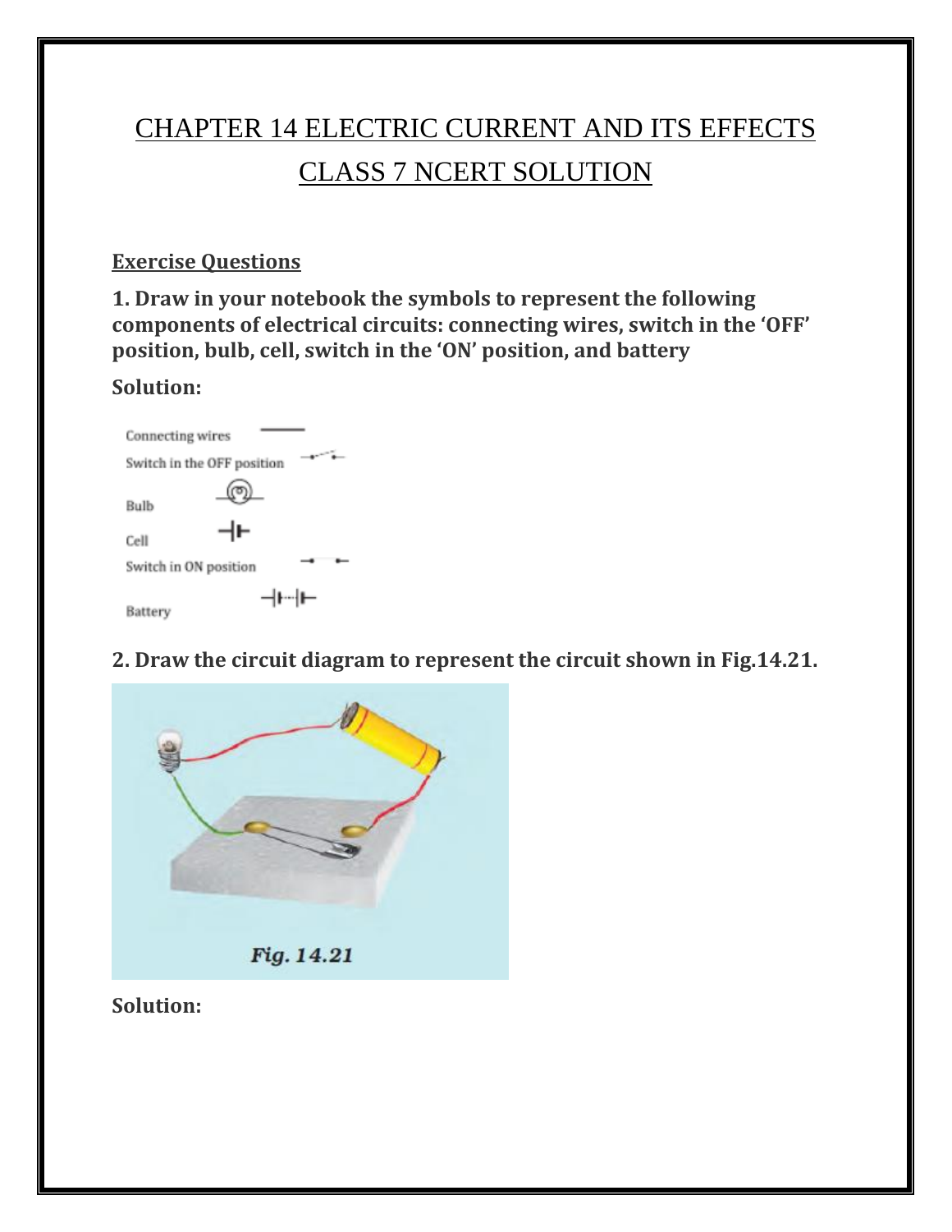# CHAPTER 14 ELECTRIC CURRENT AND ITS EFFECTS CLASS 7 NCERT SOLUTION

**Exercise Questions**

**1. Draw in your notebook the symbols to represent the following components of electrical circuits: connecting wires, switch in the 'OFF' position, bulb, cell, switch in the 'ON' position, and battery**

**Solution:**

Connecting wires

Switch in the OFF position

Bulb

Cell

Switch in ON position

Battery

**2. Draw the circuit diagram to represent the circuit shown in Fig.14.21.**

*Fig. 14.21*

**Solution:**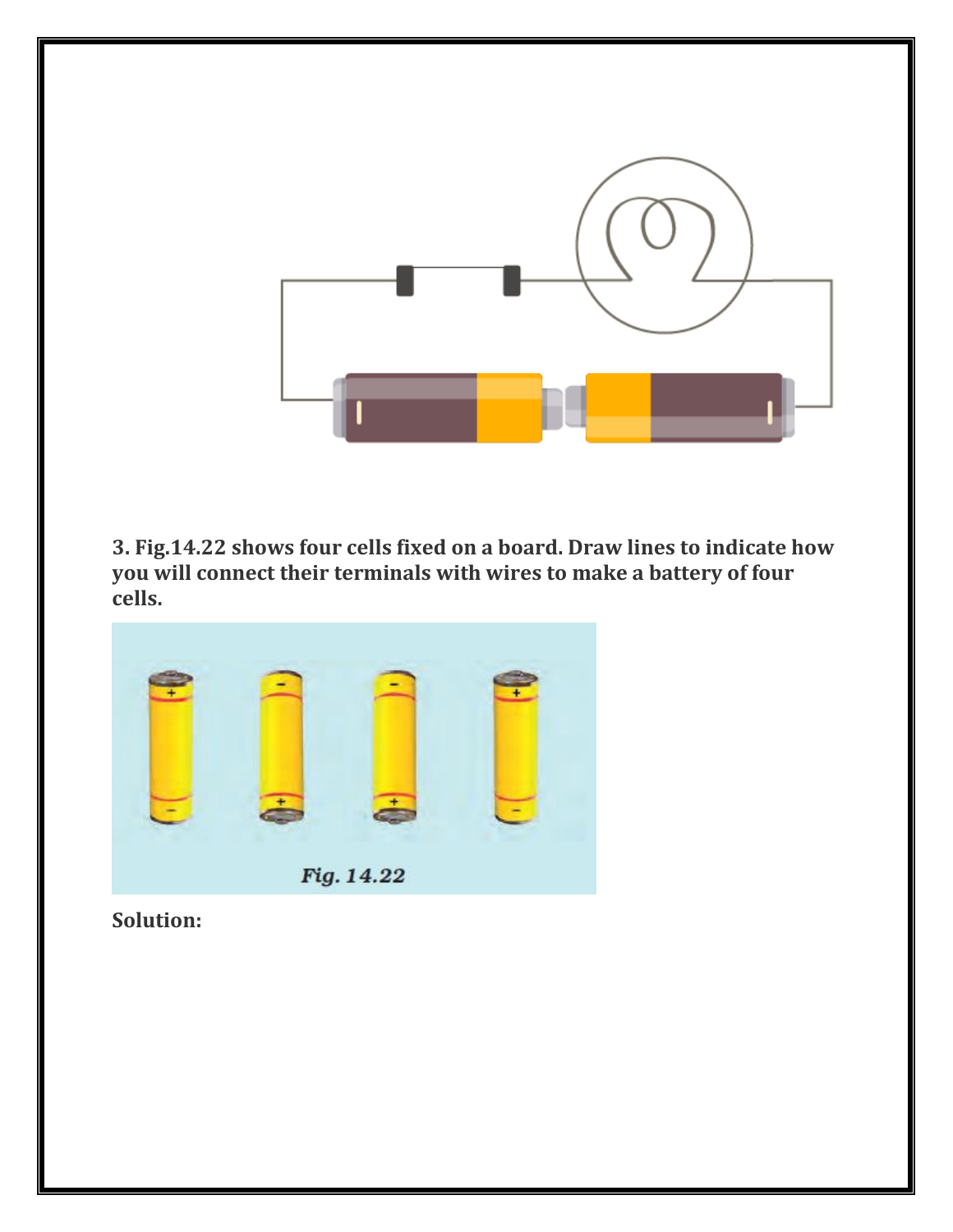**3. Fig.14.22 shows four cells fixed on a board. Draw lines to indicate how you will connect their terminals with wires to make a battery of four cells.**

*Fig. 14.22*

**Solution:**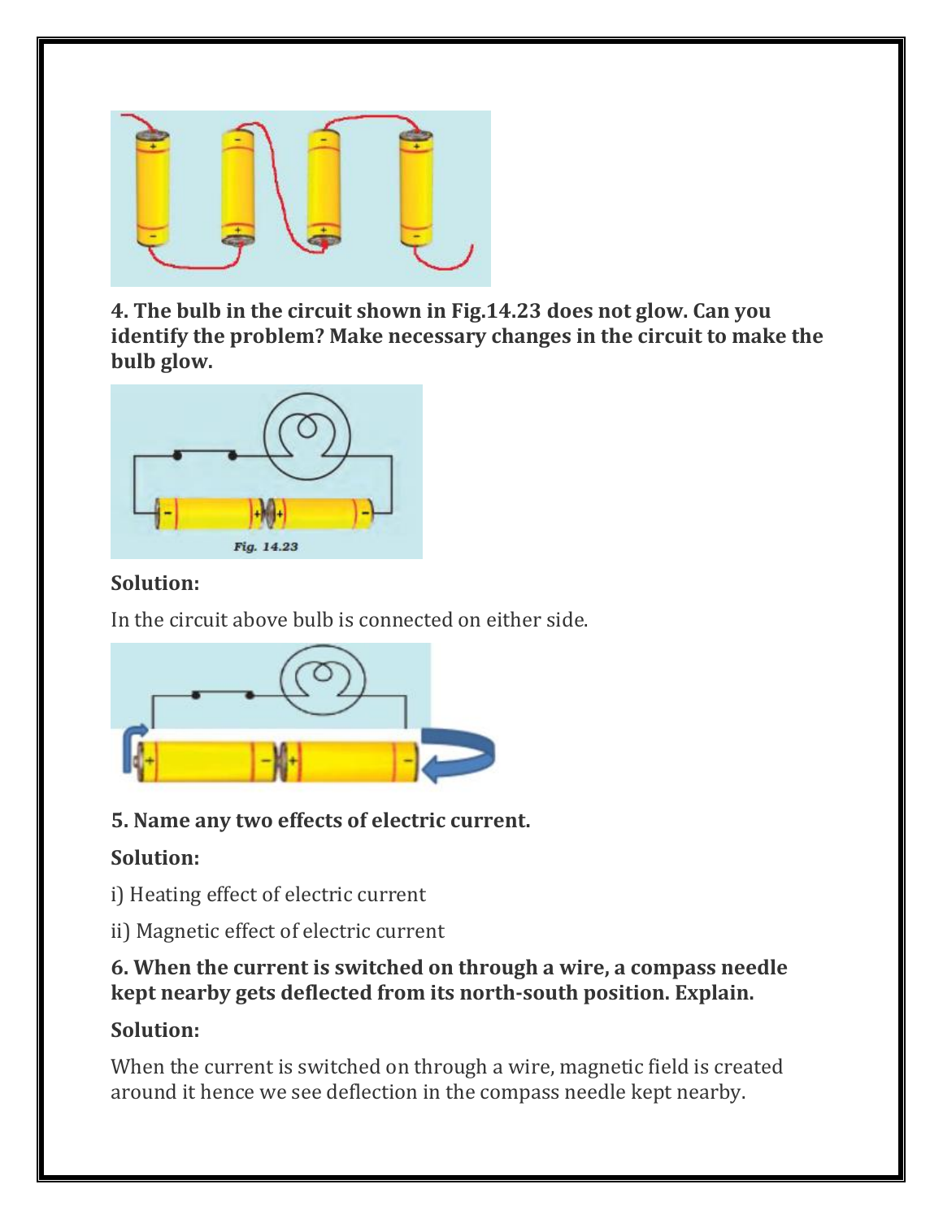**4. The bulb in the circuit shown in Fig.14.23 does not glow. Can you identify the problem? Make necessary changes in the circuit to make the bulb glow.**

Fig. 14.23

**Solution:**

In the circuit above bulb is connected on either side.

**5. Name any two effects of electric current.**

**Solution:**

i) Heating effect of electric current

ii) Magnetic effect of electric current

**6. When the current is switched on through a wire, a compass needle kept nearby gets deflected from its north-south position. Explain.**

**Solution:**

When the current is switched on through a wire, magnetic field is created around it hence we see deflection in the compass needle kept nearby.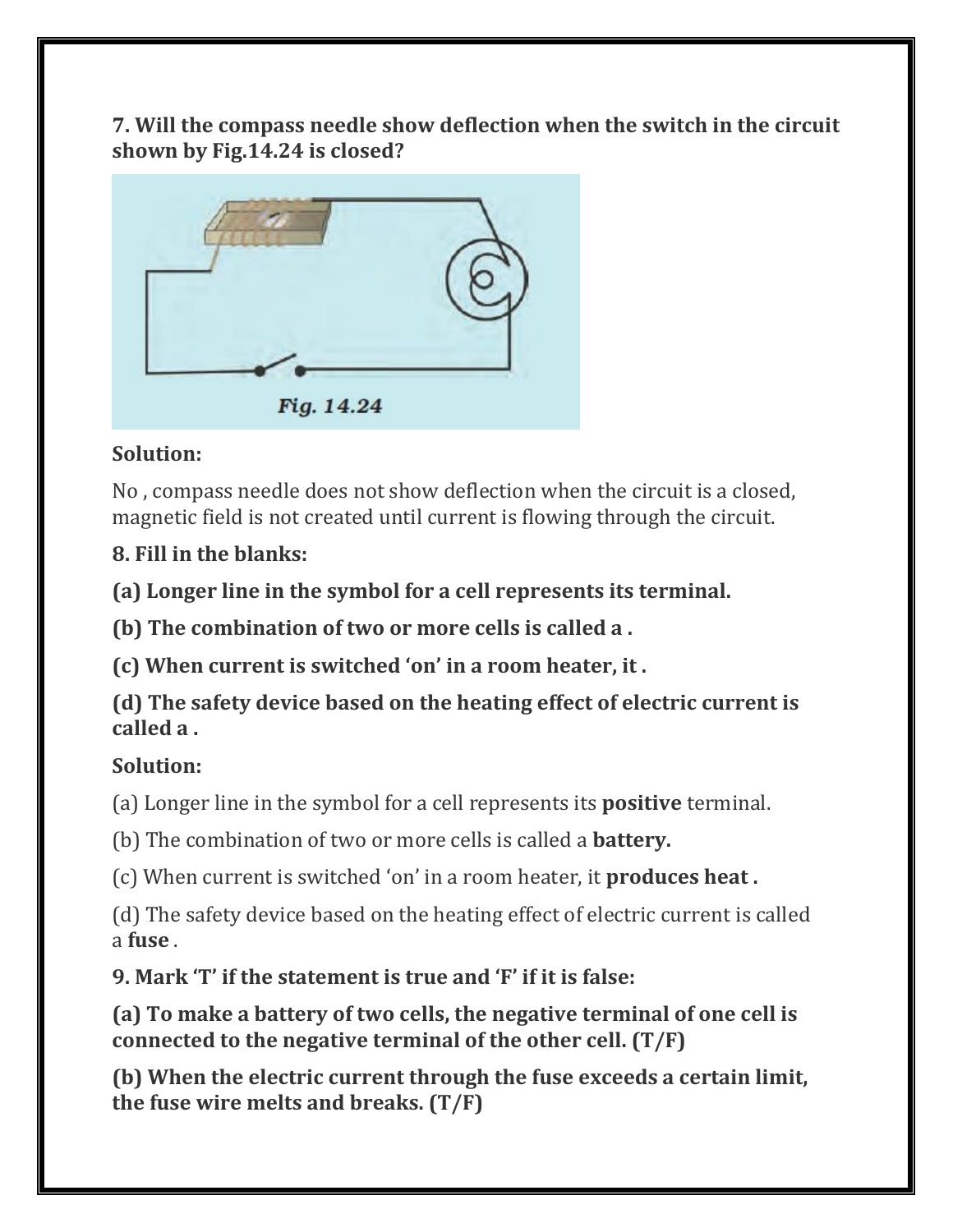**7. Will the compass needle show deflection when the switch in the circuit shown by Fig.14.24 is closed?**

*Fig. 14.24*

**Solution:**

No , compass needle does not show deflection when the circuit is a closed, magnetic field is not created until current is flowing through the circuit.

**8. Fill in the blanks:**

**(a) Longer line in the symbol for a cell represents its terminal.**

**(b) The combination of two or more cells is called a .**

**(c) When current is switched 'on' in a room heater, it .**

**(d) The safety device based on the heating effect of electric current is called a .**

**Solution:**

(a) Longer line in the symbol for a cell represents its **positive** terminal.

(b) The combination of two or more cells is called a **battery.**

(c) When current is switched 'on' in a room heater, it **produces heat .**

(d) The safety device based on the heating effect of electric current is called a **fuse** .

**9. Mark 'T' if the statement is true and 'F' if it is false:**

**(a) To make a battery of two cells, the negative terminal of one cell is connected to the negative terminal of the other cell. (T/F)**

**(b) When the electric current through the fuse exceeds a certain limit, the fuse wire melts and breaks. (T/F)**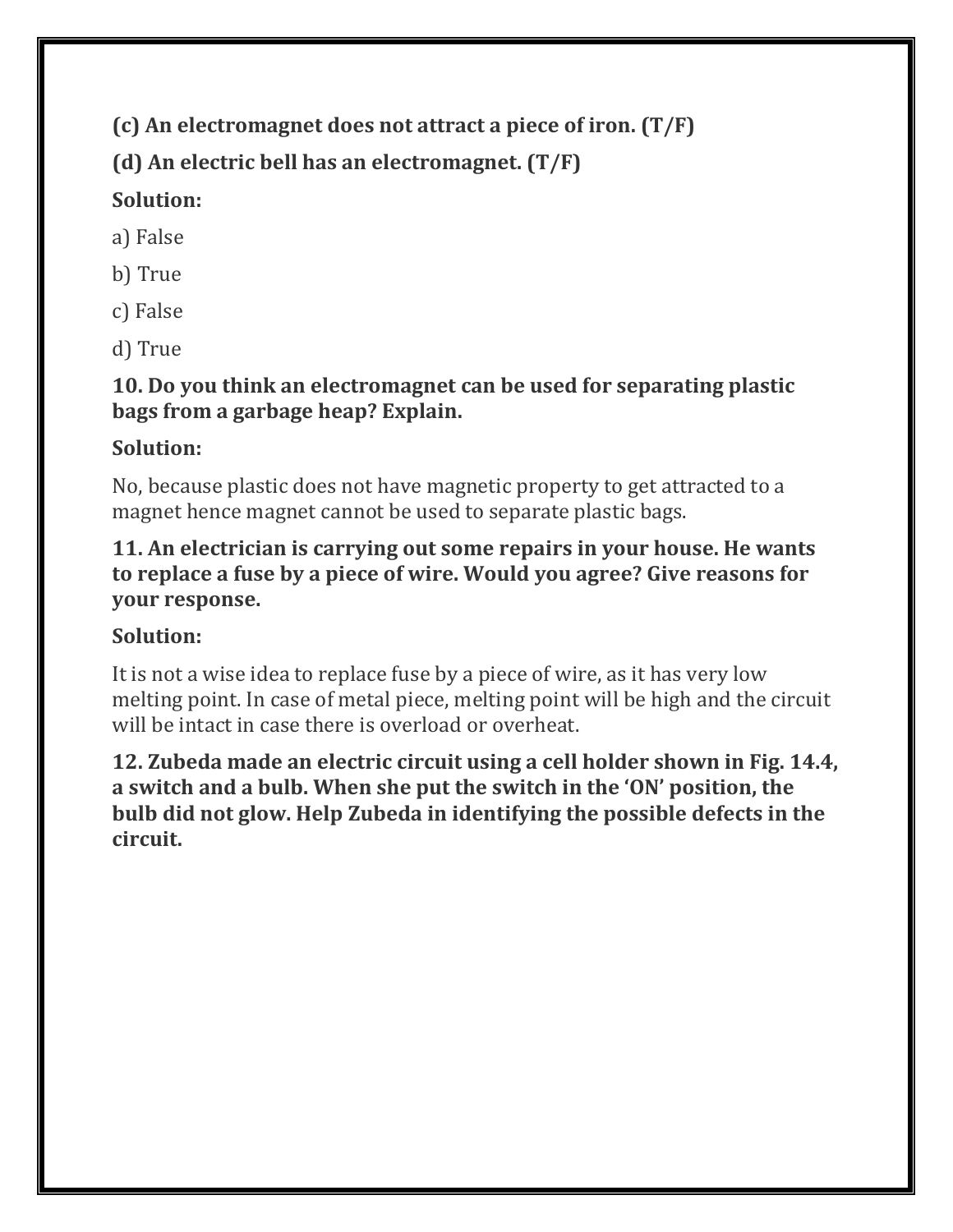**(c) An electromagnet does not attract a piece of iron. (T/F)**

**(d) An electric bell has an electromagnet. (T/F)**

**Solution:**

a) False

b) True

c) False

d) True

**10. Do you think an electromagnet can be used for separating plastic bags from a garbage heap? Explain.**

**Solution:**

No, because plastic does not have magnetic property to get attracted to a magnet hence magnet cannot be used to separate plastic bags.

**11. An electrician is carrying out some repairs in your house. He wants to replace a fuse by a piece of wire. Would you agree? Give reasons for your response.**

**Solution:**

It is not a wise idea to replace fuse by a piece of wire, as it has very low melting point. In case of metal piece, melting point will be high and the circuit will be intact in case there is overload or overheat.

**12. Zubeda made an electric circuit using a cell holder shown in Fig. 14.4, a switch and a bulb. When she put the switch in the 'ON' position, the bulb did not glow. Help Zubeda in identifying the possible defects in the circuit.**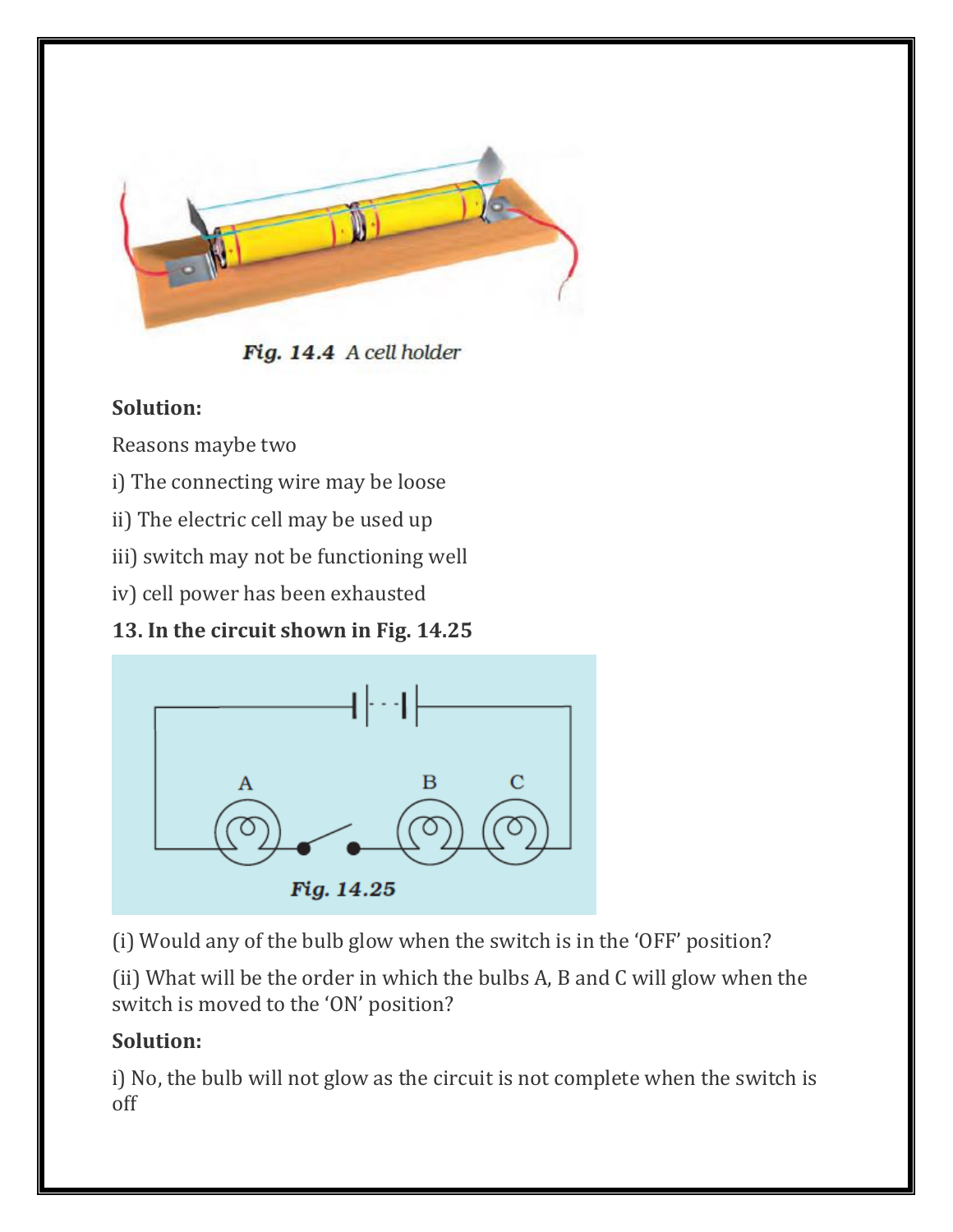Fig. 14.4 A cell holder

**Solution:**

Reasons maybe two

i) The connecting wire may be loose

ii) The electric cell may be used up

iii) switch may not be functioning well

iv) cell power has been exhausted

**13. In the circuit shown in Fig. 14.25**

Fig. 14.25

(i) Would any of the bulb glow when the switch is in the 'OFF' position?

(ii) What will be the order in which the bulbs A, B and C will glow when the switch is moved to the 'ON' position?

**Solution:**

i) No, the bulb will not glow as the circuit is not complete when the switch is off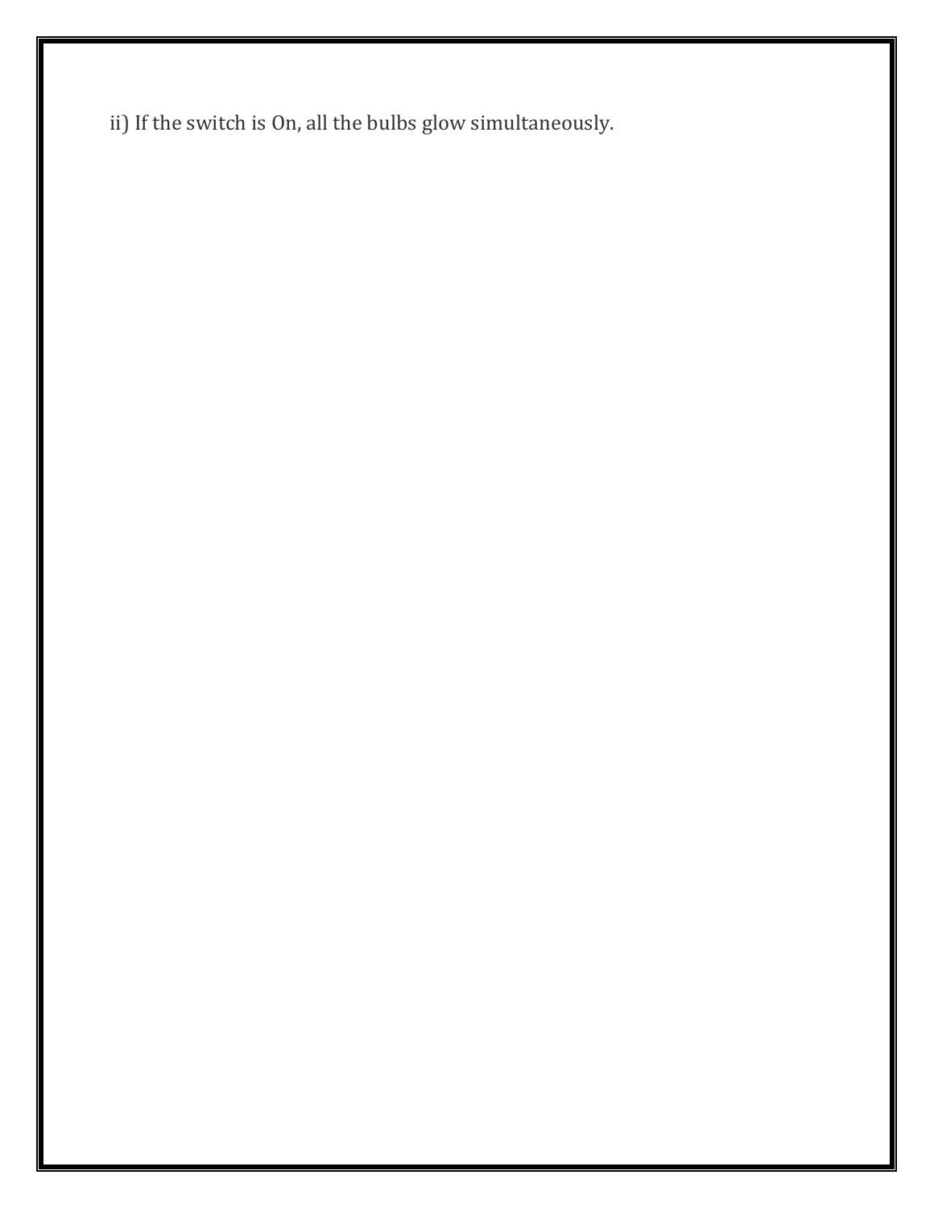ii) If the switch is On, all the bulbs glow simultaneously.